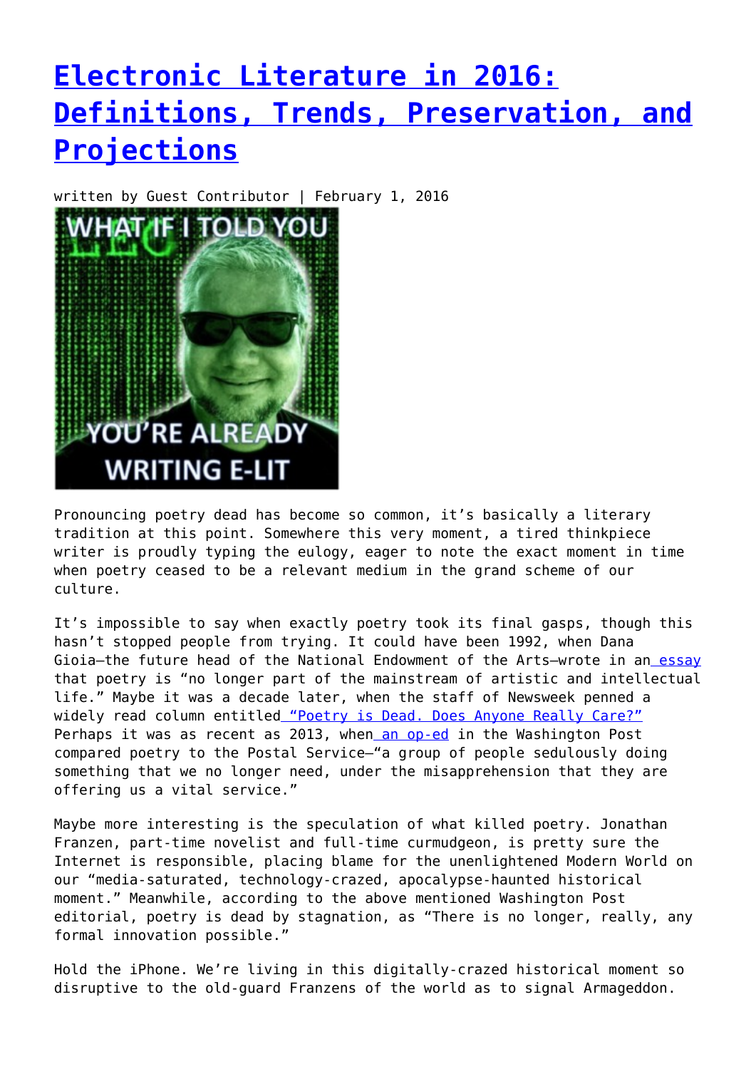# Electronic Literature in 2016: Definitions, Trends, Preservation, and Projections

written by Guest Contributor | February 1, 2016

Pronouncing poetry dead has become so common, it's basically a literary tradition at this point. Somewhere this very moment, a tired thinkpiece writer is proudly typing the eulogy, eager to note the exact moment in time when poetry ceased to be a relevant medium in the grand scheme of our culture.

It's impossible to say when exactly poetry took its final gasps, though this hasn't stopped people from trying. It could have been 1992, when Dana Gioia—the future head of the National Endowment of the Arts—wrote in an essay that poetry is "no longer part of the mainstream of artistic and intellectual life." Maybe it was a decade later, when the staff of Newsweek penned a widely read column entitled "Poetry is Dead. Does Anyone Really Care?" Perhaps it was as recent as 2013, when an op-ed in the Washington Post compared poetry to the Postal Service—"a group of people sedulously doing something that we no longer need, under the misapprehension that they are offering us a vital service."

Maybe more interesting is the speculation of what killed poetry. Jonathan Franzen, part-time novelist and full-time curmudgeon, is pretty sure the Internet is responsible, placing blame for the unenlightened Modern World on our "media-saturated, technology-crazed, apocalypse-haunted historical moment." Meanwhile, according to the above mentioned Washington Post editorial, poetry is dead by stagnation, as "There is no longer, really, any formal innovation possible."

Hold the iPhone. We're living in this digitally-crazed historical moment so disruptive to the old-guard Franzens of the world as to signal Armageddon.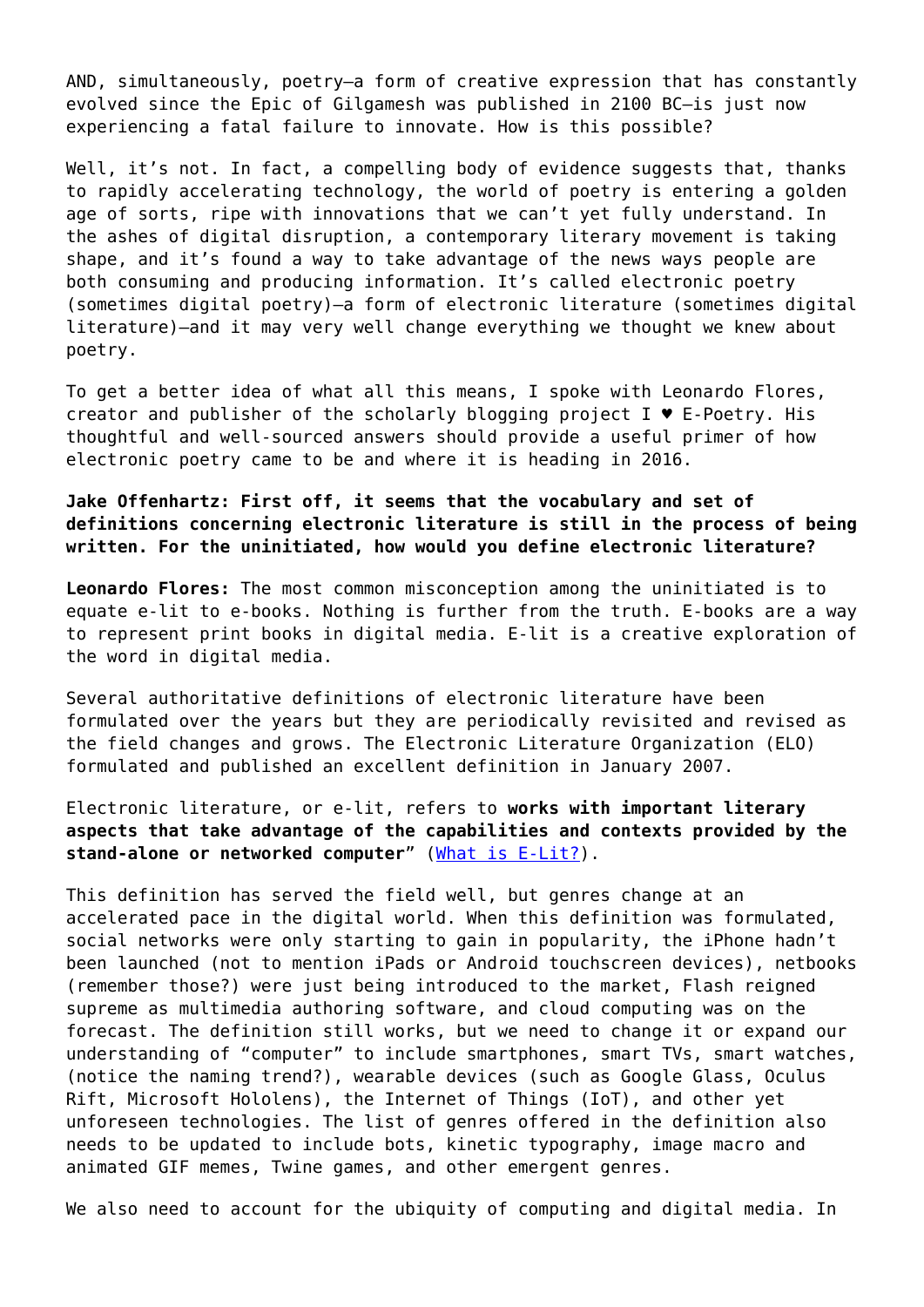AND, simultaneously, poetry—a form of creative expression that has constantly evolved since the Epic of Gilgamesh was published in 2100 BC—is just now experiencing a fatal failure to innovate. How is this possible?

Well, it's not. In fact, a compelling body of evidence suggests that, thanks to rapidly accelerating technology, the world of poetry is entering a golden age of sorts, ripe with innovations that we can't yet fully understand. In the ashes of digital disruption, a contemporary literary movement is taking shape, and it's found a way to take advantage of the news ways people are both consuming and producing information. It's called electronic poetry (sometimes digital poetry)—a form of electronic literature (sometimes digital literature)—and it may very well change everything we thought we knew about poetry.

To get a better idea of what all this means, I spoke with Leonardo Flores, creator and publisher of the scholarly blogging project I ♥ E-Poetry. His thoughtful and well-sourced answers should provide a useful primer of how electronic poetry came to be and where it is heading in 2016.

**Jake Offenhartz: First off, it seems that the vocabulary and set of definitions concerning electronic literature is still in the process of being written. For the uninitiated, how would you define electronic literature?**

**Leonardo Flores:** The most common misconception among the uninitiated is to equate e-lit to e-books. Nothing is further from the truth. E-books are a way to represent print books in digital media. E-lit is a creative exploration of the word in digital media.

Several authoritative definitions of electronic literature have been formulated over the years but they are periodically revisited and revised as the field changes and grows. The Electronic Literature Organization (ELO) formulated and published an excellent definition in January 2007.

Electronic literature, or e-lit, refers to **works with important literary aspects that take advantage of the capabilities and contexts provided by the stand-alone or networked computer"** (What is E-Lit?).

This definition has served the field well, but genres change at an accelerated pace in the digital world. When this definition was formulated, social networks were only starting to gain in popularity, the iPhone hadn't been launched (not to mention iPads or Android touchscreen devices), netbooks (remember those?) were just being introduced to the market, Flash reigned supreme as multimedia authoring software, and cloud computing was on the forecast. The definition still works, but we need to change it or expand our understanding of "computer" to include smartphones, smart TVs, smart watches, (notice the naming trend?), wearable devices (such as Google Glass, Oculus Rift, Microsoft Hololens), the Internet of Things (IoT), and other yet unforeseen technologies. The list of genres offered in the definition also needs to be updated to include bots, kinetic typography, image macro and animated GIF memes, Twine games, and other emergent genres.

We also need to account for the ubiquity of computing and digital media. In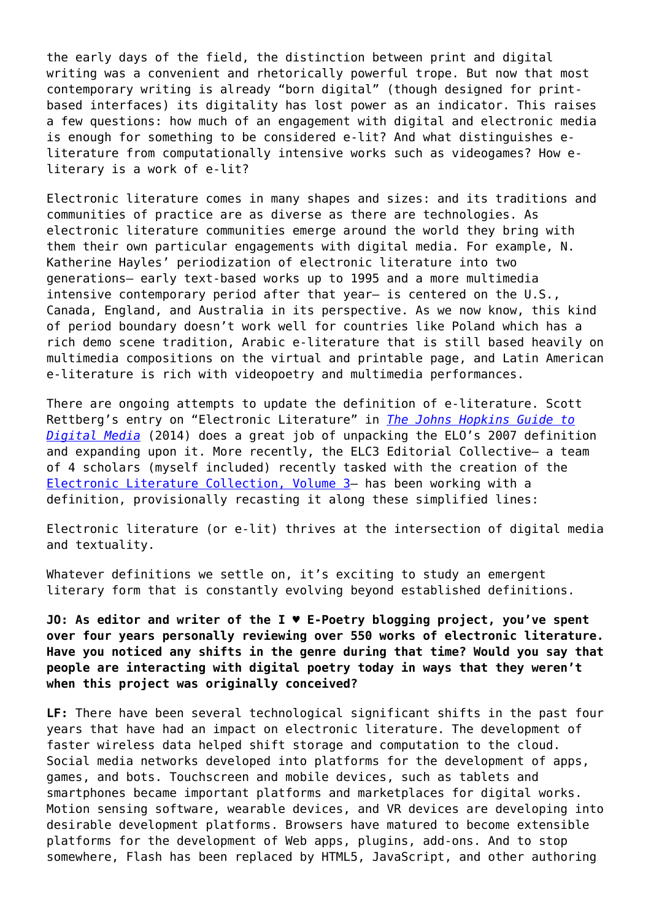the early days of the field, the distinction between print and digital writing was a convenient and rhetorically powerful trope. But now that most contemporary writing is already "born digital" (though designed for print-based interfaces) its digitality has lost power as an indicator. This raises a few questions: how much of an engagement with digital and electronic media is enough for something to be considered e-lit? And what distinguishes e-literature from computationally intensive works such as videogames? How e-literary is a work of e-lit?

Electronic literature comes in many shapes and sizes: and its traditions and communities of practice are as diverse as there are technologies. As electronic literature communities emerge around the world they bring with them their own particular engagements with digital media. For example, N. Katherine Hayles' periodization of electronic literature into two generations— early text-based works up to 1995 and a more multimedia intensive contemporary period after that year— is centered on the U.S., Canada, England, and Australia in its perspective. As we now know, this kind of period boundary doesn't work well for countries like Poland which has a rich demo scene tradition, Arabic e-literature that is still based heavily on multimedia compositions on the virtual and printable page, and Latin American e-literature is rich with videopoetry and multimedia performances.

There are ongoing attempts to update the definition of e-literature. Scott Rettberg's entry on "Electronic Literature" in *The Johns Hopkins Guide to Digital Media* (2014) does a great job of unpacking the ELO's 2007 definition and expanding upon it. More recently, the ELC3 Editorial Collective— a team of 4 scholars (myself included) recently tasked with the creation of the Electronic Literature Collection, Volume 3— has been working with a definition, provisionally recasting it along these simplified lines:

Electronic literature (or e-lit) thrives at the intersection of digital media and textuality.

Whatever definitions we settle on, it's exciting to study an emergent literary form that is constantly evolving beyond established definitions.

**JO: As editor and writer of the I ♥ E-Poetry blogging project, you've spent over four years personally reviewing over 550 works of electronic literature. Have you noticed any shifts in the genre during that time? Would you say that people are interacting with digital poetry today in ways that they weren't when this project was originally conceived?**

**LF:** There have been several technological significant shifts in the past four years that have had an impact on electronic literature. The development of faster wireless data helped shift storage and computation to the cloud. Social media networks developed into platforms for the development of apps, games, and bots. Touchscreen and mobile devices, such as tablets and smartphones became important platforms and marketplaces for digital works. Motion sensing software, wearable devices, and VR devices are developing into desirable development platforms. Browsers have matured to become extensible platforms for the development of Web apps, plugins, add-ons. And to stop somewhere, Flash has been replaced by HTML5, JavaScript, and other authoring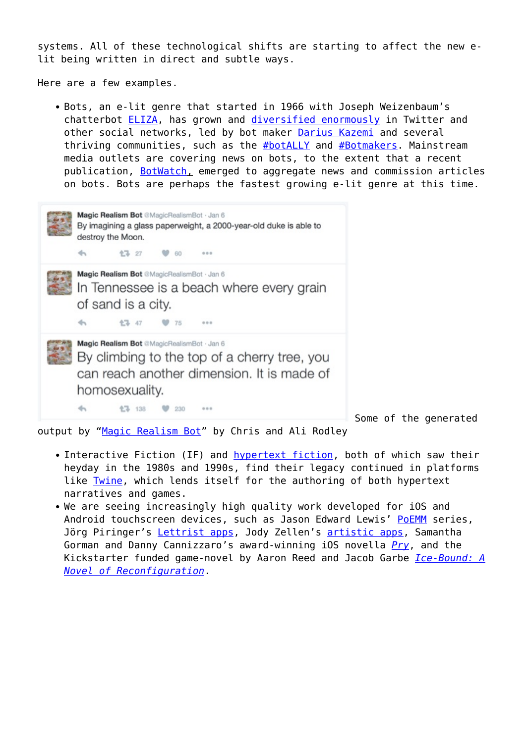systems. All of these technological shifts are starting to affect the new e-lit being written in direct and subtle ways.

Here are a few examples.

- Bots, an e-lit genre that started in 1966 with Joseph Weizenbaum's chatterbot ELIZA, has grown and diversified enormously in Twitter and other social networks, led by bot maker Darius Kazemi and several thriving communities, such as the #botALLY and #Botmakers. Mainstream media outlets are covering news on bots, to the extent that a recent publication, BotWatch, emerged to aggregate news and commission articles on bots. Bots are perhaps the fastest growing e-lit genre at this time.

Some of the generated output by "Magic Realism Bot" by Chris and Ali Rodley

- Interactive Fiction (IF) and hypertext fiction, both of which saw their heyday in the 1980s and 1990s, find their legacy continued in platforms like Twine, which lends itself for the authoring of both hypertext narratives and games.
- We are seeing increasingly high quality work developed for iOS and Android touchscreen devices, such as Jason Edward Lewis' PoEMM series, Jörg Piringer's Lettrist apps, Jody Zellen's artistic apps, Samantha Gorman and Danny Cannizzaro's award-winning iOS novella *Pry*, and the Kickstarter funded game-novel by Aaron Reed and Jacob Garbe *Ice-Bound: A Novel of Reconfiguration*.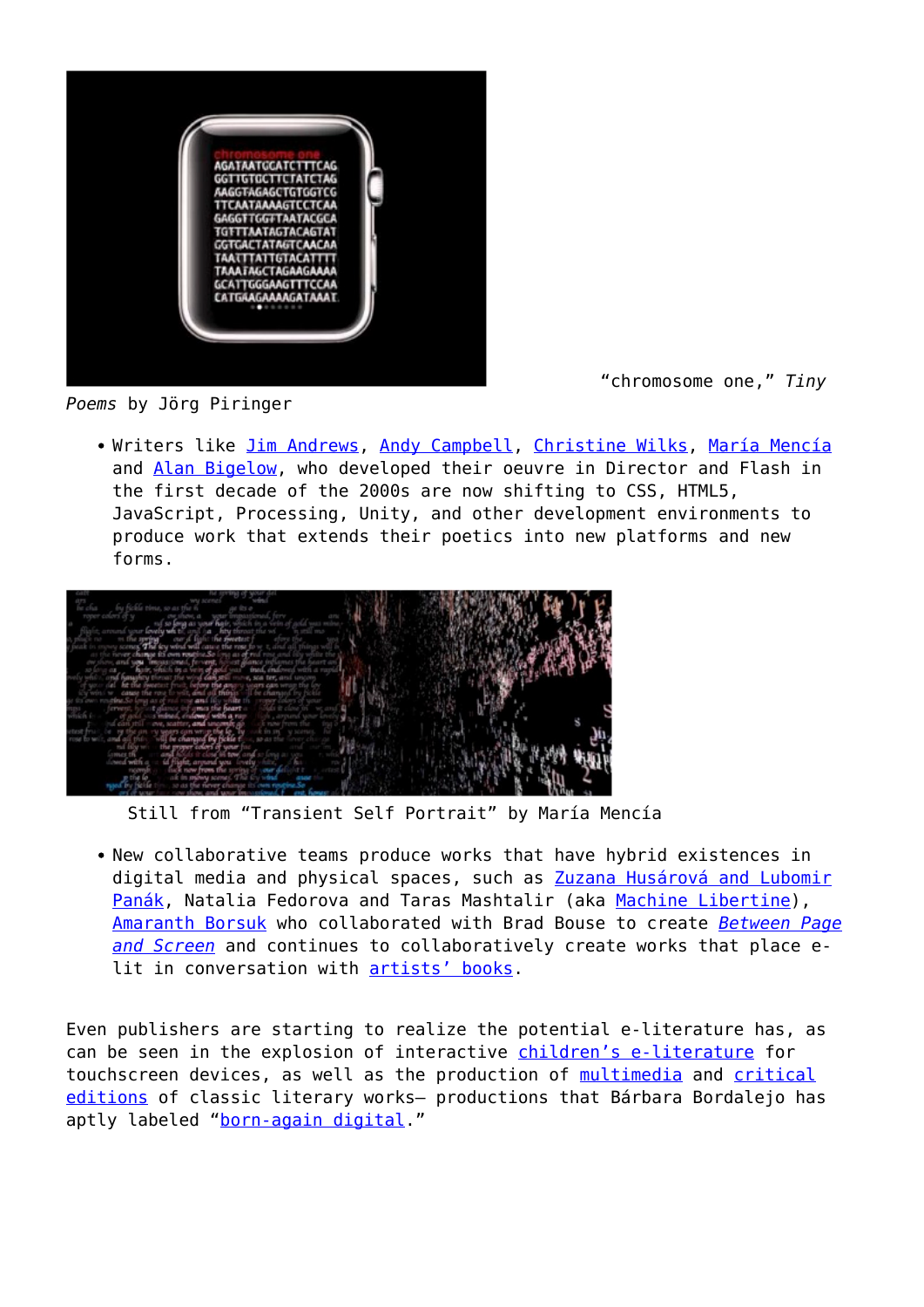“chromosome one,” *Tiny Poems* by Jörg Piringer

- Writers like Jim Andrews, Andy Campbell, Christine Wilks, María Mencía and Alan Bigelow, who developed their oeuvre in Director and Flash in the first decade of the 2000s are now shifting to CSS, HTML5, JavaScript, Processing, Unity, and other development environments to produce work that extends their poetics into new platforms and new forms.

Still from “Transient Self Portrait” by María Mencía

- New collaborative teams produce works that have hybrid existences in digital media and physical spaces, such as Zuzana Husárová and Lubomir Panák, Natalia Fedorova and Taras Mashtalir (aka Machine Libertine), Amaranth Borsuk who collaborated with Brad Bouse to create *Between Page and Screen* and continues to collaboratively create works that place e-lit in conversation with artists’ books.

Even publishers are starting to realize the potential e-literature has, as can be seen in the explosion of interactive children’s e-literature for touchscreen devices, as well as the production of multimedia and critical editions of classic literary works— productions that Bárbara Bordalejo has aptly labeled “born-again digital.”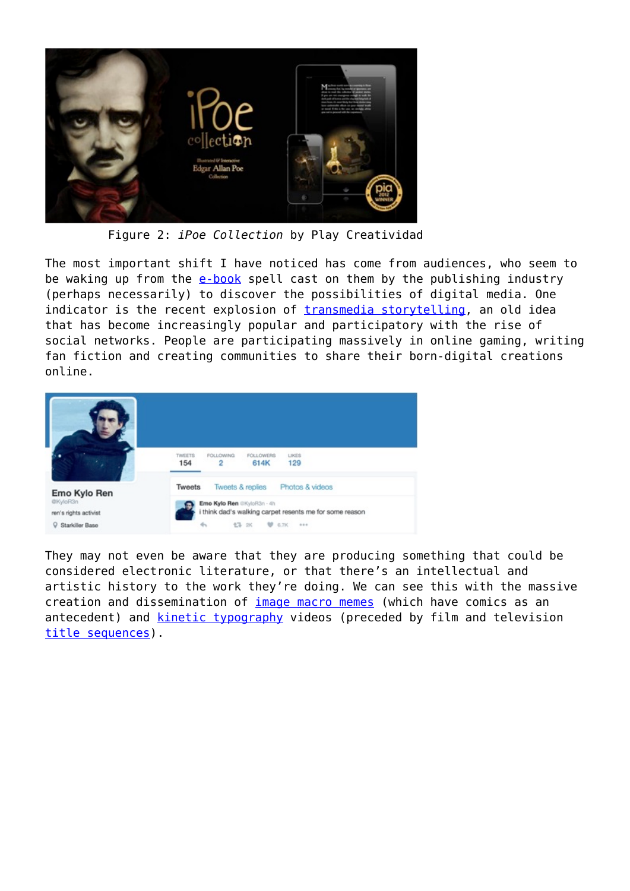Figure 2: *iPoe Collection* by Play Creatividad

The most important shift I have noticed has come from audiences, who seem to be waking up from the e-book spell cast on them by the publishing industry (perhaps necessarily) to discover the possibilities of digital media. One indicator is the recent explosion of transmedia storytelling, an old idea that has become increasingly popular and participatory with the rise of social networks. People are participating massively in online gaming, writing fan fiction and creating communities to share their born-digital creations online.

They may not even be aware that they are producing something that could be considered electronic literature, or that there's an intellectual and artistic history to the work they're doing. We can see this with the massive creation and dissemination of image macro memes (which have comics as an antecedent) and kinetic typography videos (preceded by film and television title sequences).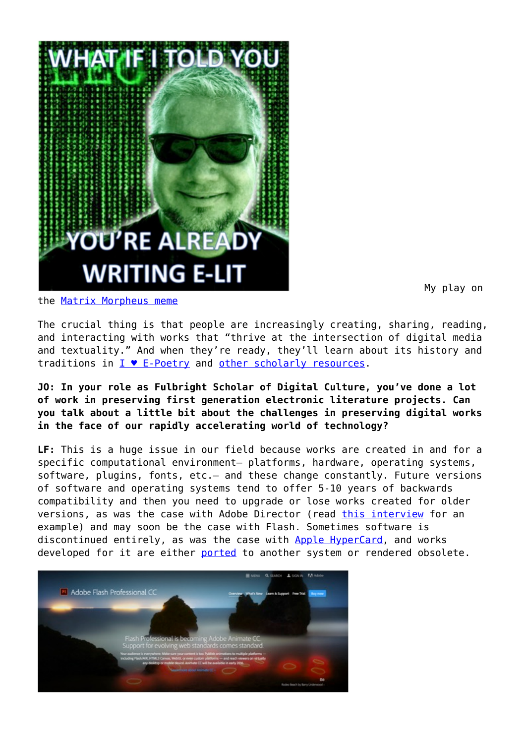My play on the Matrix Morpheus meme

The crucial thing is that people are increasingly creating, sharing, reading, and interacting with works that "thrive at the intersection of digital media and textuality." And when they're ready, they'll learn about its history and traditions in I ♥ E-Poetry and other scholarly resources.

**JO: In your role as Fulbright Scholar of Digital Culture, you've done a lot of work in preserving first generation electronic literature projects. Can you talk about a little bit about the challenges in preserving digital works in the face of our rapidly accelerating world of technology?**

**LF:** This is a huge issue in our field because works are created in and for a specific computational environment— platforms, hardware, operating systems, software, plugins, fonts, etc.— and these change constantly. Future versions of software and operating systems tend to offer 5-10 years of backwards compatibility and then you need to upgrade or lose works created for older versions, as was the case with Adobe Director (read this interview for an example) and may soon be the case with Flash. Sometimes software is discontinued entirely, as was the case with Apple HyperCard, and works developed for it are either ported to another system or rendered obsolete.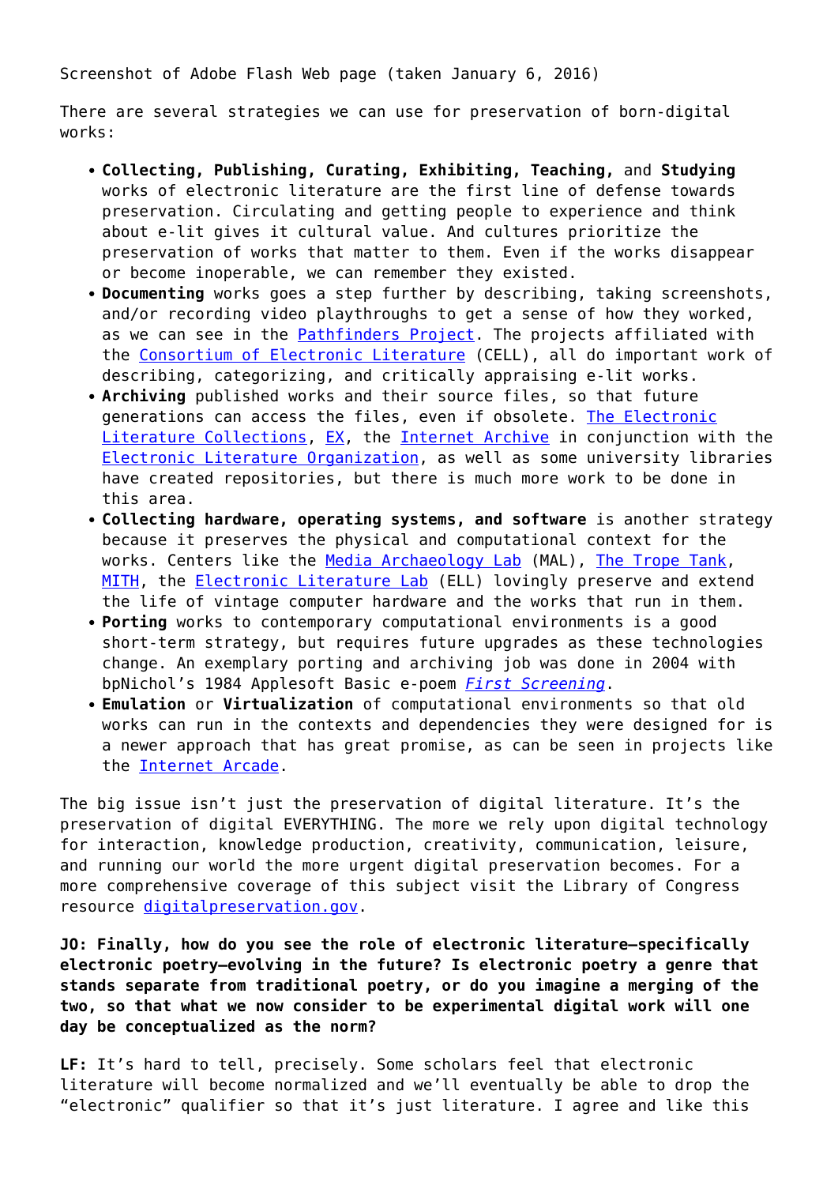Screenshot of Adobe Flash Web page (taken January 6, 2016)

There are several strategies we can use for preservation of born-digital works:

- **Collecting, Publishing, Curating, Exhibiting, Teaching,** and **Studying** works of electronic literature are the first line of defense towards preservation. Circulating and getting people to experience and think about e-lit gives it cultural value. And cultures prioritize the preservation of works that matter to them. Even if the works disappear or become inoperable, we can remember they existed.
- **Documenting** works goes a step further by describing, taking screenshots, and/or recording video playthroughs to get a sense of how they worked, as we can see in the Pathfinders Project. The projects affiliated with the Consortium of Electronic Literature (CELL), all do important work of describing, categorizing, and critically appraising e-lit works.
- **Archiving** published works and their source files, so that future generations can access the files, even if obsolete. The Electronic Literature Collections, EX, the Internet Archive in conjunction with the Electronic Literature Organization, as well as some university libraries have created repositories, but there is much more work to be done in this area.
- **Collecting hardware, operating systems, and software** is another strategy because it preserves the physical and computational context for the works. Centers like the Media Archaeology Lab (MAL), The Trope Tank, MITH, the Electronic Literature Lab (ELL) lovingly preserve and extend the life of vintage computer hardware and the works that run in them.
- **Porting** works to contemporary computational environments is a good short-term strategy, but requires future upgrades as these technologies change. An exemplary porting and archiving job was done in 2004 with bpNichol's 1984 Applesoft Basic e-poem *First Screening*.
- **Emulation** or **Virtualization** of computational environments so that old works can run in the contexts and dependencies they were designed for is a newer approach that has great promise, as can be seen in projects like the Internet Arcade.

The big issue isn't just the preservation of digital literature. It's the preservation of digital EVERYTHING. The more we rely upon digital technology for interaction, knowledge production, creativity, communication, leisure, and running our world the more urgent digital preservation becomes. For a more comprehensive coverage of this subject visit the Library of Congress resource digitalpreservation.gov.

**JO: Finally, how do you see the role of electronic literature—specifically electronic poetry—evolving in the future? Is electronic poetry a genre that stands separate from traditional poetry, or do you imagine a merging of the two, so that what we now consider to be experimental digital work will one day be conceptualized as the norm?**

**LF:** It's hard to tell, precisely. Some scholars feel that electronic literature will become normalized and we'll eventually be able to drop the "electronic" qualifier so that it's just literature. I agree and like this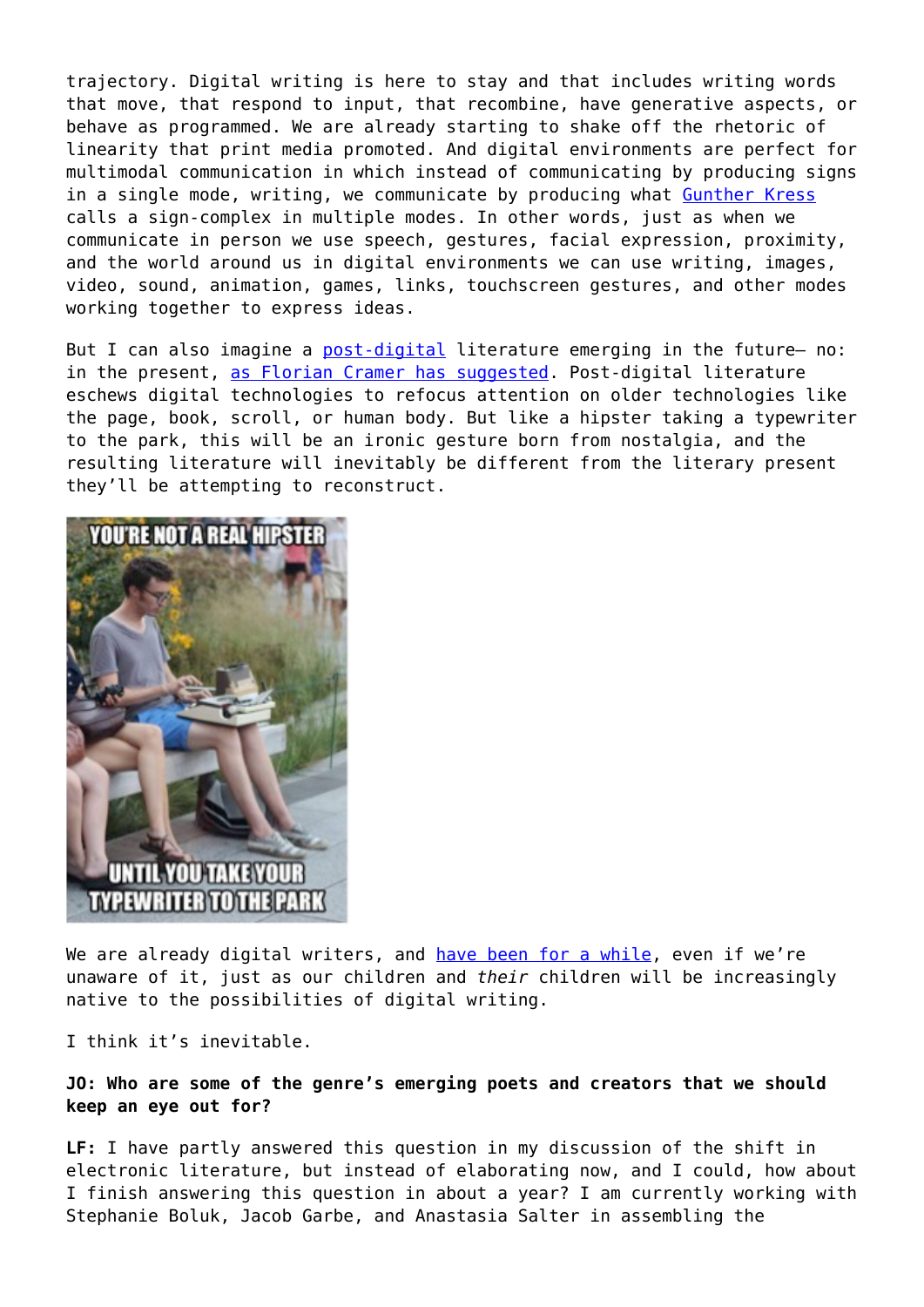trajectory. Digital writing is here to stay and that includes writing words that move, that respond to input, that recombine, have generative aspects, or behave as programmed. We are already starting to shake off the rhetoric of linearity that print media promoted. And digital environments are perfect for multimodal communication in which instead of communicating by producing signs in a single mode, writing, we communicate by producing what Gunther Kress calls a sign-complex in multiple modes. In other words, just as when we communicate in person we use speech, gestures, facial expression, proximity, and the world around us in digital environments we can use writing, images, video, sound, animation, games, links, touchscreen gestures, and other modes working together to express ideas.

But I can also imagine a post-digital literature emerging in the future— no: in the present, as Florian Cramer has suggested. Post-digital literature eschews digital technologies to refocus attention on older technologies like the page, book, scroll, or human body. But like a hipster taking a typewriter to the park, this will be an ironic gesture born from nostalgia, and the resulting literature will inevitably be different from the literary present they'll be attempting to reconstruct.

We are already digital writers, and have been for a while, even if we're unaware of it, just as our children and *their* children will be increasingly native to the possibilities of digital writing.

I think it's inevitable.

**JO: Who are some of the genre's emerging poets and creators that we should keep an eye out for?**

**LF:** I have partly answered this question in my discussion of the shift in electronic literature, but instead of elaborating now, and I could, how about I finish answering this question in about a year? I am currently working with Stephanie Boluk, Jacob Garbe, and Anastasia Salter in assembling the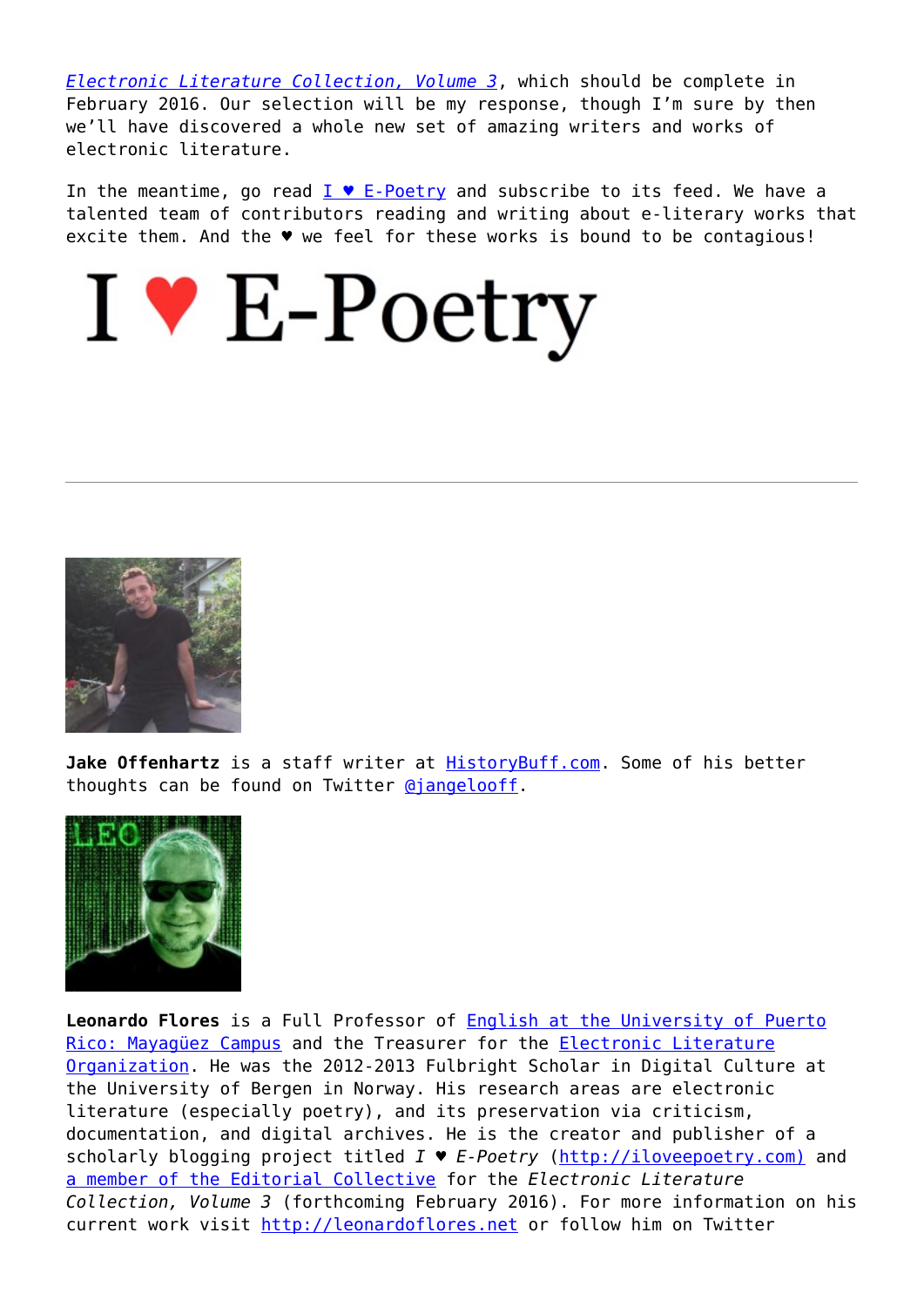*Electronic Literature Collection, Volume 3*, which should be complete in February 2016. Our selection will be my response, though I'm sure by then we'll have discovered a whole new set of amazing writers and works of electronic literature.

In the meantime, go read I ♥ E-Poetry and subscribe to its feed. We have a talented team of contributors reading and writing about e-literary works that excite them. And the ♥ we feel for these works is bound to be contagious!

---

**Jake Offenhartz** is a staff writer at HistoryBuff.com. Some of his better thoughts can be found on Twitter @jangelooff.

**Leonardo Flores** is a Full Professor of English at the University of Puerto Rico: Mayagüez Campus and the Treasurer for the Electronic Literature Organization. He was the 2012-2013 Fulbright Scholar in Digital Culture at the University of Bergen in Norway. His research areas are electronic literature (especially poetry), and its preservation via criticism, documentation, and digital archives. He is the creator and publisher of a scholarly blogging project titled *I ♥ E-Poetry* (http://iloveepoetry.com) and a member of the Editorial Collective for the *Electronic Literature Collection, Volume 3* (forthcoming February 2016). For more information on his current work visit http://leonardoflores.net or follow him on Twitter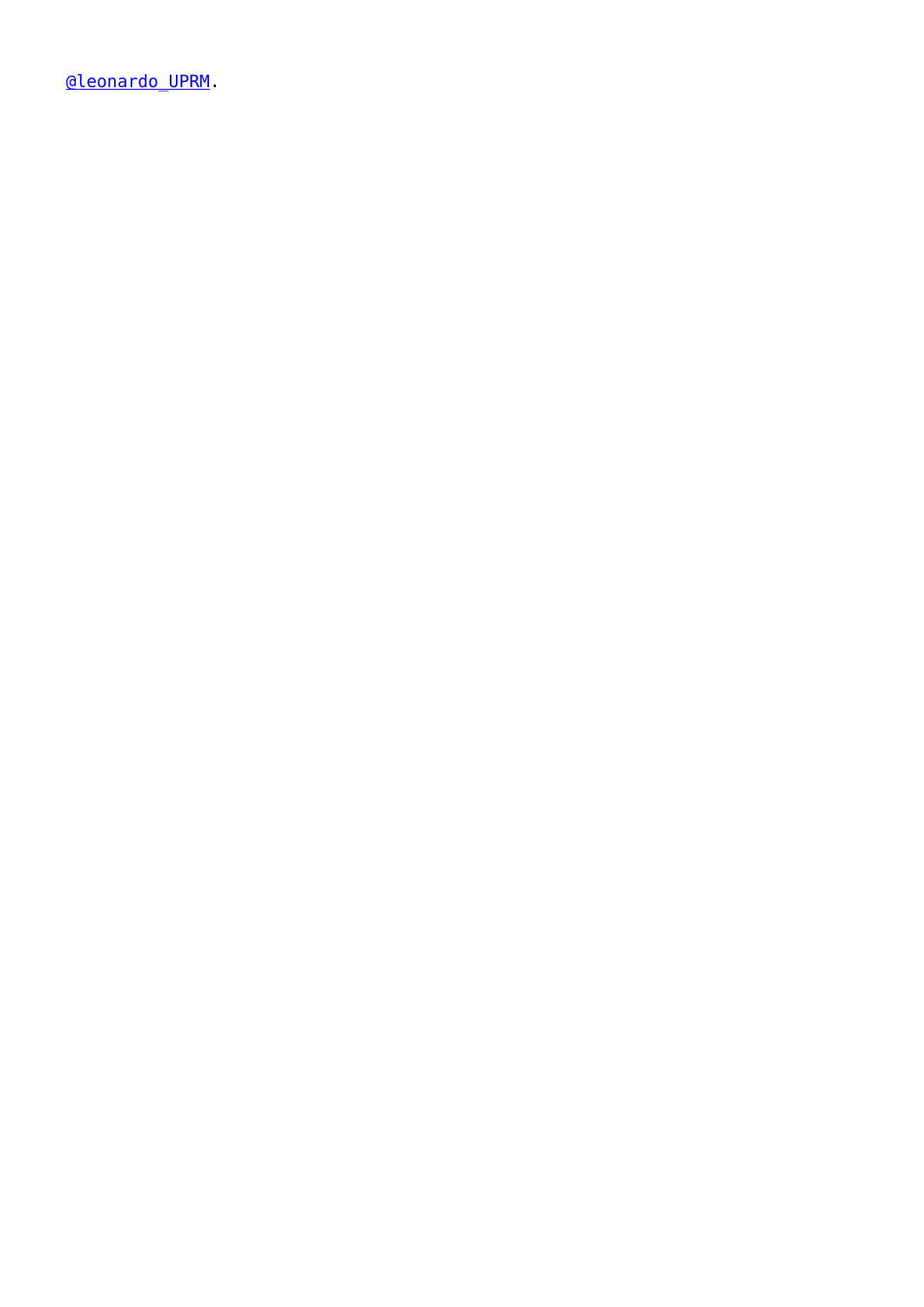@leonardo_UPRM.